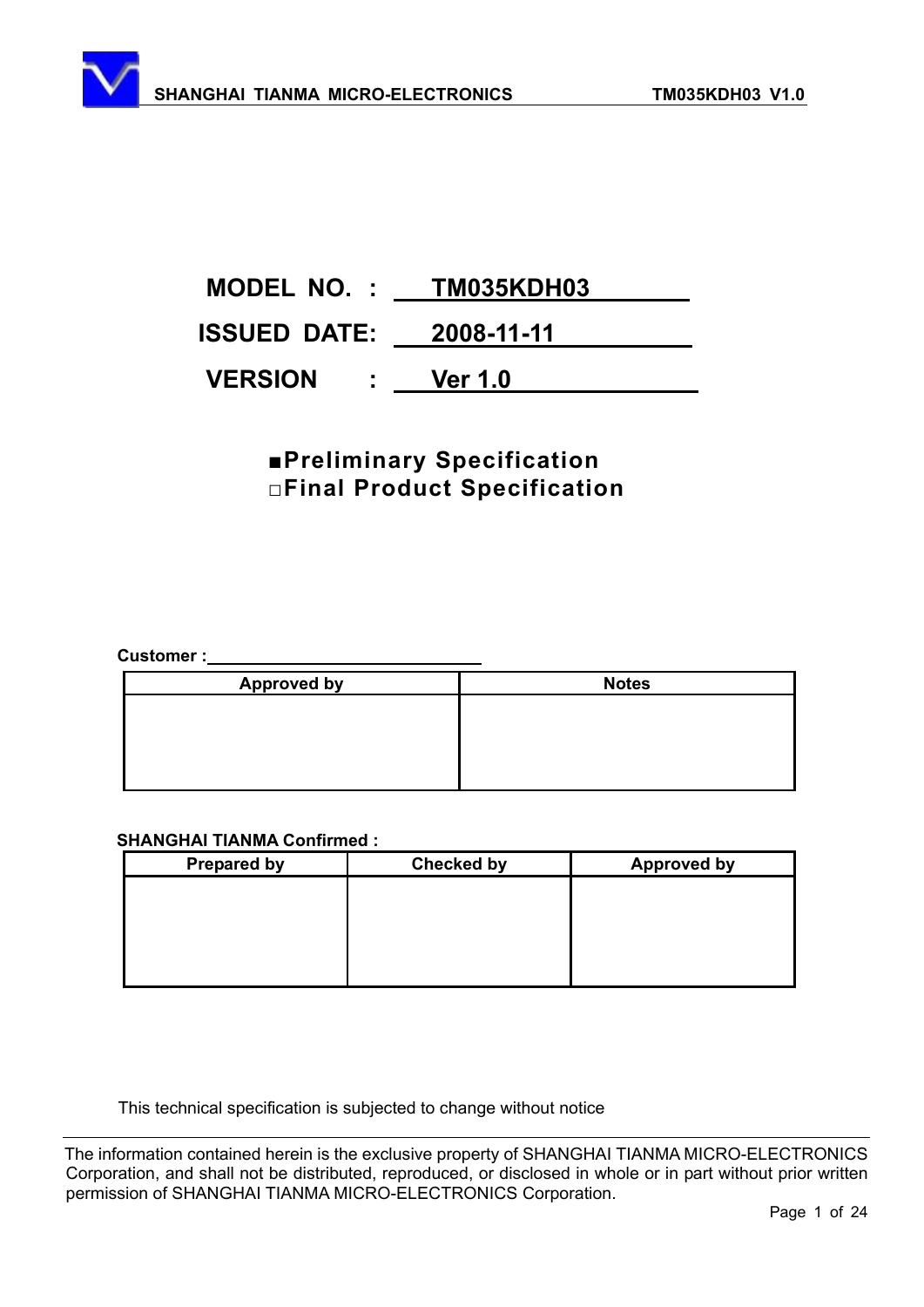**MODEL NO. : TM035KDH03**

**ISSUED DATE: 2008-11-11**

**VERSION : Ver 1.0**

■**Preliminary Specification**
□**Final Product Specification**

**Customer :**

| Approved by | Notes |
| --- | --- |
| | |

**SHANGHAI TIANMA Confirmed :**

| Prepared by | Checked by | Approved by |
| --- | --- | --- |
| | | |

This technical specification is subjected to change without notice

The information contained herein is the exclusive property of SHANGHAI TIANMA MICRO-ELECTRONICS Corporation, and shall not be distributed, reproduced, or disclosed in whole or in part without prior written permission of SHANGHAI TIANMA MICRO-ELECTRONICS Corporation.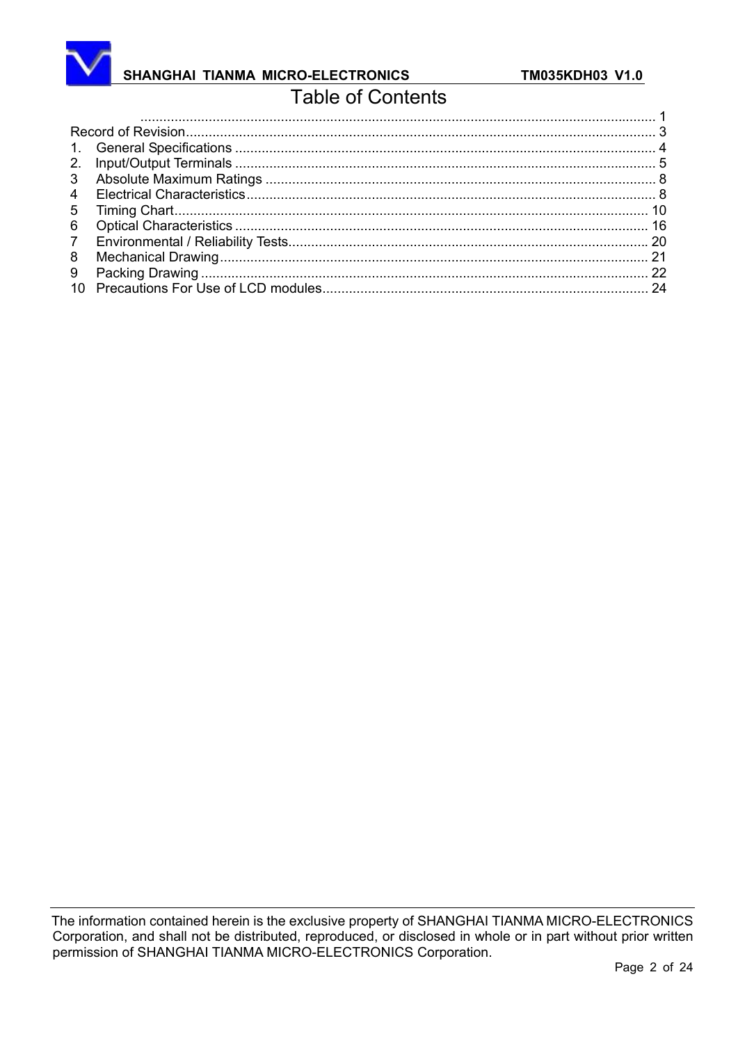# Table of Contents

| | |
|---|---|
| ........................................................................................................................ | 1 |
| Record of Revision | 3 |
| 1. General Specifications | 4 |
| 2. Input/Output Terminals | 5 |
| 3 Absolute Maximum Ratings | 8 |
| 4 Electrical Characteristics | 8 |
| 5 Timing Chart | 10 |
| 6 Optical Characteristics | 16 |
| 7 Environmental / Reliability Tests | 20 |
| 8 Mechanical Drawing | 21 |
| 9 Packing Drawing | 22 |
| 10 Precautions For Use of LCD modules | 24 |

The information contained herein is the exclusive property of SHANGHAI TIANMA MICRO-ELECTRONICS Corporation, and shall not be distributed, reproduced, or disclosed in whole or in part without prior written permission of SHANGHAI TIANMA MICRO-ELECTRONICS Corporation.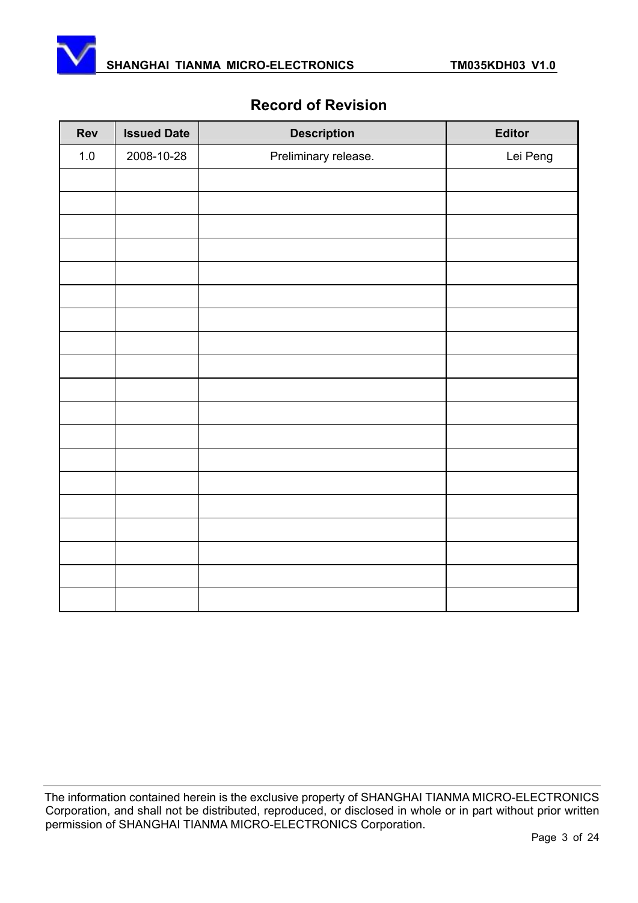# Record of Revision

| Rev | Issued Date | Description | Editor |
|---|---|---|---|
| 1.0 | 2008-10-28 | Preliminary release. | Lei Peng |
| | | | |
| | | | |
| | | | |
| | | | |
| | | | |
| | | | |
| | | | |
| | | | |
| | | | |
| | | | |
| | | | |
| | | | |
| | | | |
| | | | |
| | | | |
| | | | |
| | | | |
| | | | |
| | | | |

The information contained herein is the exclusive property of SHANGHAI TIANMA MICRO-ELECTRONICS Corporation, and shall not be distributed, reproduced, or disclosed in whole or in part without prior written permission of SHANGHAI TIANMA MICRO-ELECTRONICS Corporation.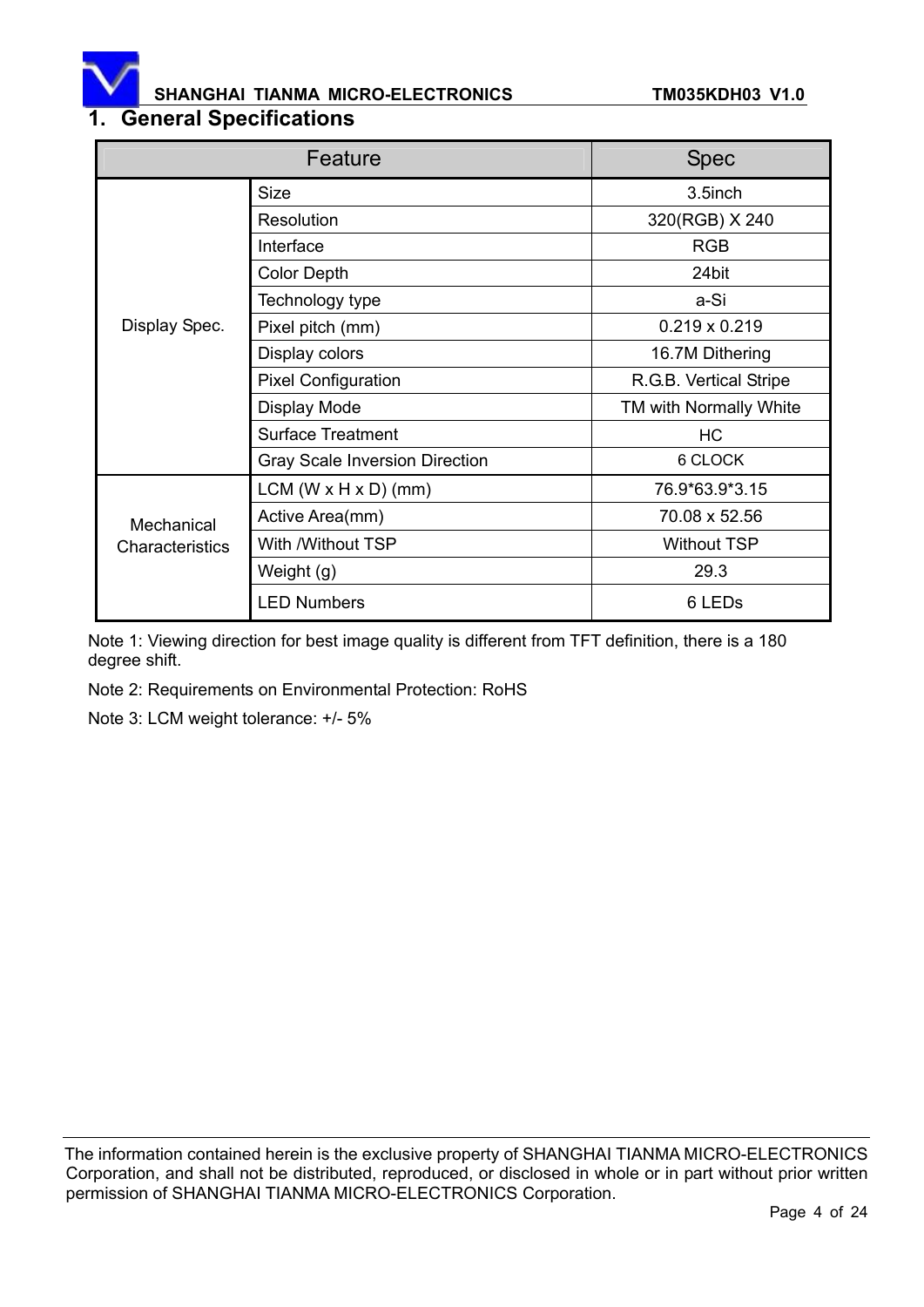# 1. General Specifications

| Feature | | Spec |
|---|---|---|
| Display Spec. | Size | 3.5inch |
| | Resolution | 320(RGB) X 240 |
| | Interface | RGB |
| | Color Depth | 24bit |
| | Technology type | a-Si |
| | Pixel pitch (mm) | 0.219 x 0.219 |
| | Display colors | 16.7M Dithering |
| | Pixel Configuration | R.G.B. Vertical Stripe |
| | Display Mode | TM with Normally White |
| | Surface Treatment | HC |
| | Gray Scale Inversion Direction | 6 CLOCK |
| Mechanical Characteristics | LCM (W x H x D) (mm) | 76.9*63.9*3.15 |
| | Active Area(mm) | 70.08 x 52.56 |
| | With /Without TSP | Without TSP |
| | Weight (g) | 29.3 |
| | LED Numbers | 6 LEDs |

Note 1: Viewing direction for best image quality is different from TFT definition, there is a 180 degree shift.

Note 2: Requirements on Environmental Protection: RoHS

Note 3: LCM weight tolerance: +/- 5%

The information contained herein is the exclusive property of SHANGHAI TIANMA MICRO-ELECTRONICS Corporation, and shall not be distributed, reproduced, or disclosed in whole or in part without prior written permission of SHANGHAI TIANMA MICRO-ELECTRONICS Corporation.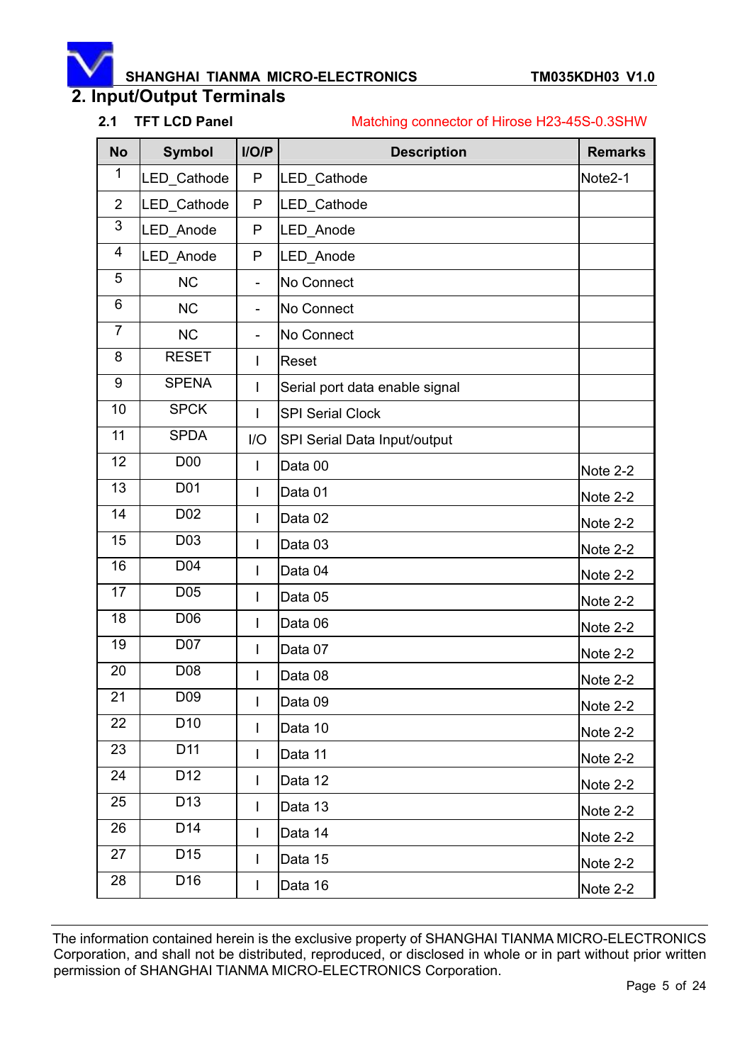## 2. Input/Output Terminals

### 2.1 TFT LCD Panel

Matching connector of Hirose H23-45S-0.3SHW

| No | Symbol | I/O/P | Description | Remarks |
|---|---|---|---|---|
| 1 | LED_Cathode | P | LED_Cathode | Note2-1 |
| 2 | LED_Cathode | P | LED_Cathode | |
| 3 | LED_Anode | P | LED_Anode | |
| 4 | LED_Anode | P | LED_Anode | |
| 5 | NC | - | No Connect | |
| 6 | NC | - | No Connect | |
| 7 | NC | - | No Connect | |
| 8 | RESET | I | Reset | |
| 9 | SPENA | I | Serial port data enable signal | |
| 10 | SPCK | I | SPI Serial Clock | |
| 11 | SPDA | I/O | SPI Serial Data Input/output | |
| 12 | D00 | I | Data 00 | Note 2-2 |
| 13 | D01 | I | Data 01 | Note 2-2 |
| 14 | D02 | I | Data 02 | Note 2-2 |
| 15 | D03 | I | Data 03 | Note 2-2 |
| 16 | D04 | I | Data 04 | Note 2-2 |
| 17 | D05 | I | Data 05 | Note 2-2 |
| 18 | D06 | I | Data 06 | Note 2-2 |
| 19 | D07 | I | Data 07 | Note 2-2 |
| 20 | D08 | I | Data 08 | Note 2-2 |
| 21 | D09 | I | Data 09 | Note 2-2 |
| 22 | D10 | I | Data 10 | Note 2-2 |
| 23 | D11 | I | Data 11 | Note 2-2 |
| 24 | D12 | I | Data 12 | Note 2-2 |
| 25 | D13 | I | Data 13 | Note 2-2 |
| 26 | D14 | I | Data 14 | Note 2-2 |
| 27 | D15 | I | Data 15 | Note 2-2 |
| 28 | D16 | I | Data 16 | Note 2-2 |

The information contained herein is the exclusive property of SHANGHAI TIANMA MICRO-ELECTRONICS Corporation, and shall not be distributed, reproduced, or disclosed in whole or in part without prior written permission of SHANGHAI TIANMA MICRO-ELECTRONICS Corporation.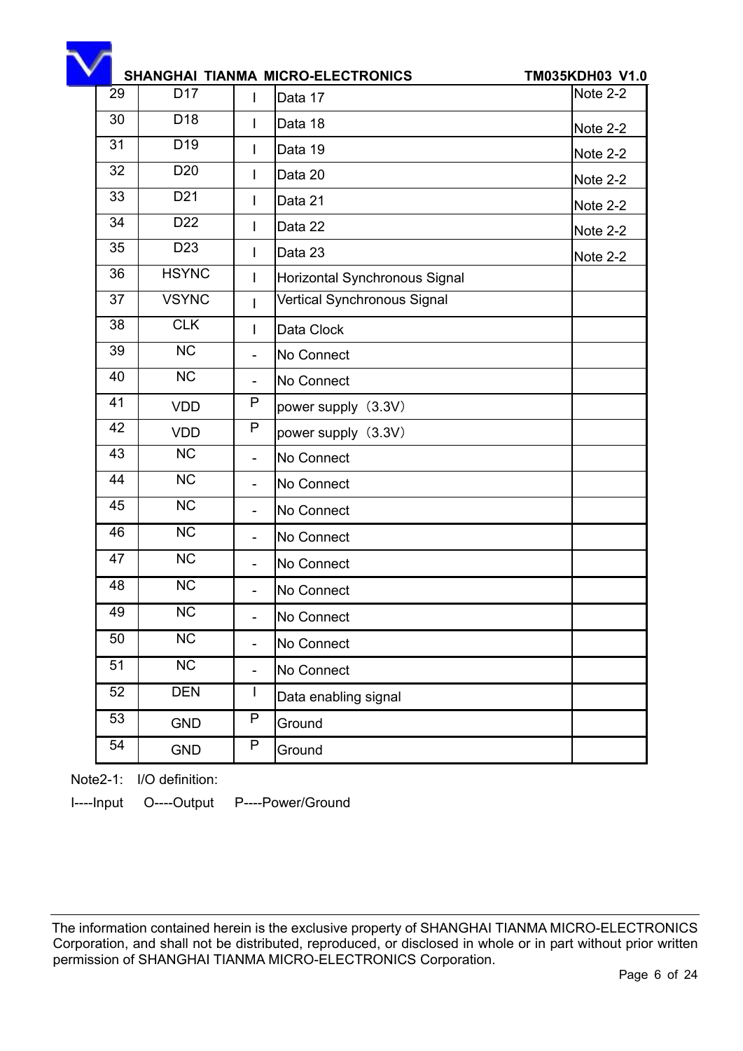| 29 | D17 | I | Data 17 | Note 2-2 |
|---|---|---|---|---|
| 30 | D18 | I | Data 18 | Note 2-2 |
| 31 | D19 | I | Data 19 | Note 2-2 |
| 32 | D20 | I | Data 20 | Note 2-2 |
| 33 | D21 | I | Data 21 | Note 2-2 |
| 34 | D22 | I | Data 22 | Note 2-2 |
| 35 | D23 | I | Data 23 | Note 2-2 |
| 36 | HSYNC | I | Horizontal Synchronous Signal | |
| 37 | VSYNC | I | Vertical Synchronous Signal | |
| 38 | CLK | I | Data Clock | |
| 39 | NC | - | No Connect | |
| 40 | NC | - | No Connect | |
| 41 | VDD | P | power supply（3.3V） | |
| 42 | VDD | P | power supply（3.3V） | |
| 43 | NC | - | No Connect | |
| 44 | NC | - | No Connect | |
| 45 | NC | - | No Connect | |
| 46 | NC | - | No Connect | |
| 47 | NC | - | No Connect | |
| 48 | NC | - | No Connect | |
| 49 | NC | - | No Connect | |
| 50 | NC | - | No Connect | |
| 51 | NC | - | No Connect | |
| 52 | DEN | I | Data enabling signal | |
| 53 | GND | P | Ground | |
| 54 | GND | P | Ground | |

Note2-1: I/O definition:

I----Input O----Output P----Power/Ground

The information contained herein is the exclusive property of SHANGHAI TIANMA MICRO-ELECTRONICS Corporation, and shall not be distributed, reproduced, or disclosed in whole or in part without prior written permission of SHANGHAI TIANMA MICRO-ELECTRONICS Corporation.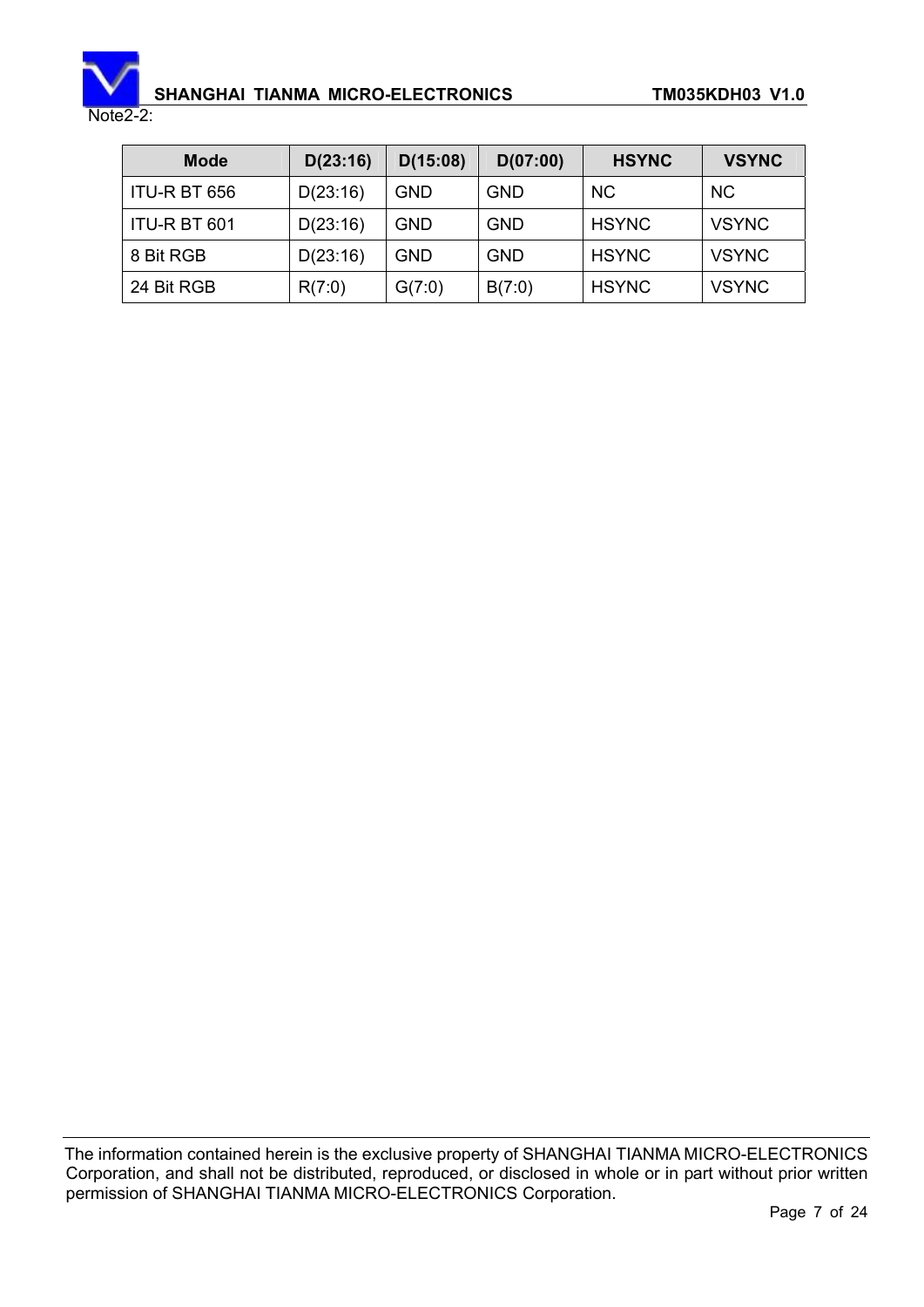Note2-2:

| Mode | D(23:16) | D(15:08) | D(07:00) | HSYNC | VSYNC |
|---|---|---|---|---|---|
| ITU-R BT 656 | D(23:16) | GND | GND | NC | NC |
| ITU-R BT 601 | D(23:16) | GND | GND | HSYNC | VSYNC |
| 8 Bit RGB | D(23:16) | GND | GND | HSYNC | VSYNC |
| 24 Bit RGB | R(7:0) | G(7:0) | B(7:0) | HSYNC | VSYNC |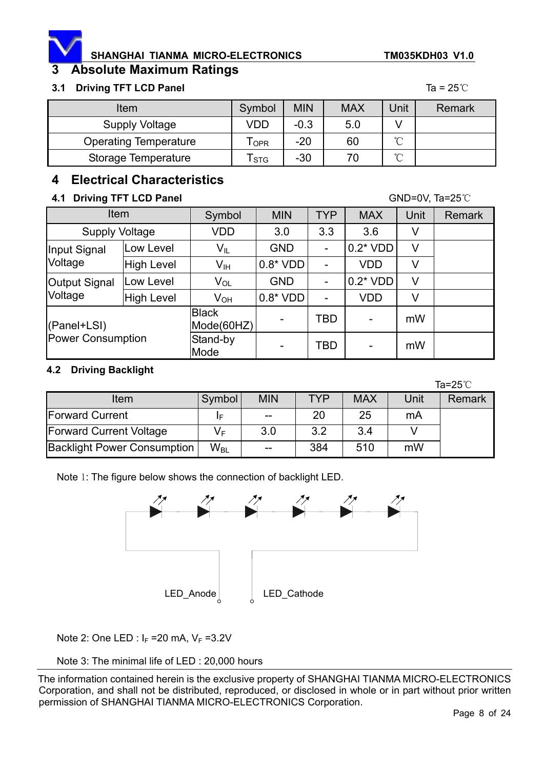## 3 Absolute Maximum Ratings

### 3.1 Driving TFT LCD Panel

Ta = 25℃

| Item | Symbol | MIN | MAX | Unit | Remark |
|---|---|---|---|---|---|
| Supply Voltage | VDD | -0.3 | 5.0 | V | |
| Operating Temperature | $T_{OPR}$ | -20 | 60 | ℃ | |
| Storage Temperature | $T_{STG}$ | -30 | 70 | ℃ | |

## 4 Electrical Characteristics

### 4.1 Driving TFT LCD Panel

GND=0V, Ta=25℃

| Item | | Symbol | MIN | TYP | MAX | Unit | Remark |
|---|---|---|---|---|---|---|---|
| Supply Voltage | | VDD | 3.0 | 3.3 | 3.6 | V | |
| Input Signal Voltage | Low Level | $V_{IL}$ | GND | - | 0.2* VDD | V | |
| | High Level | $V_{IH}$ | 0.8* VDD | - | VDD | V | |
| Output Signal Voltage | Low Level | $V_{OL}$ | GND | - | 0.2* VDD | V | |
| | High Level | $V_{OH}$ | 0.8* VDD | - | VDD | V | |
| (Panel+LSI) Power Consumption | | Black Mode(60HZ) | - | TBD | - | mW | |
| | | Stand-by Mode | - | TBD | - | mW | |

### 4.2 Driving Backlight

Ta=25℃

| Item | Symbol | MIN | TYP | MAX | Unit | Remark |
|---|---|---|---|---|---|---|
| Forward Current | $I_F$ | -- | 20 | 25 | mA | |
| Forward Current Voltage | $V_F$ | 3.0 | 3.2 | 3.4 | V | |
| Backlight Power Consumption | $W_{BL}$ | -- | 384 | 510 | mW | |

Note 1: The figure below shows the connection of backlight LED.

LED_Anode LED_Cathode

Note 2: One LED : $I_F$ =20 mA, $V_F$ =3.2V

Note 3: The minimal life of LED : 20,000 hours

The information contained herein is the exclusive property of SHANGHAI TIANMA MICRO-ELECTRONICS Corporation, and shall not be distributed, reproduced, or disclosed in whole or in part without prior written permission of SHANGHAI TIANMA MICRO-ELECTRONICS Corporation.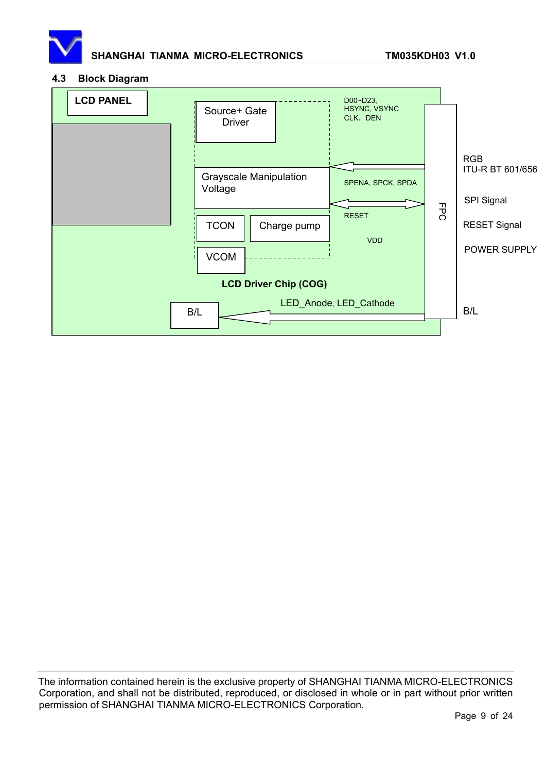### 4.3 Block Diagram

LCD PANEL

Source+ Gate Driver

Grayscale Manipulation Voltage

TCON

Charge pump

VCOM

LCD Driver Chip (COG)

B/L

D00~D23, HSYNC, VSYNC CLK, DEN

SPENA, SPCK, SPDA

RESET

VDD

LED_Anode, LED_Cathode

FPC

RGB ITU-R BT 601/656

SPI Signal

RESET Signal

POWER SUPPLY

B/L

The information contained herein is the exclusive property of SHANGHAI TIANMA MICRO-ELECTRONICS Corporation, and shall not be distributed, reproduced, or disclosed in whole or in part without prior written permission of SHANGHAI TIANMA MICRO-ELECTRONICS Corporation.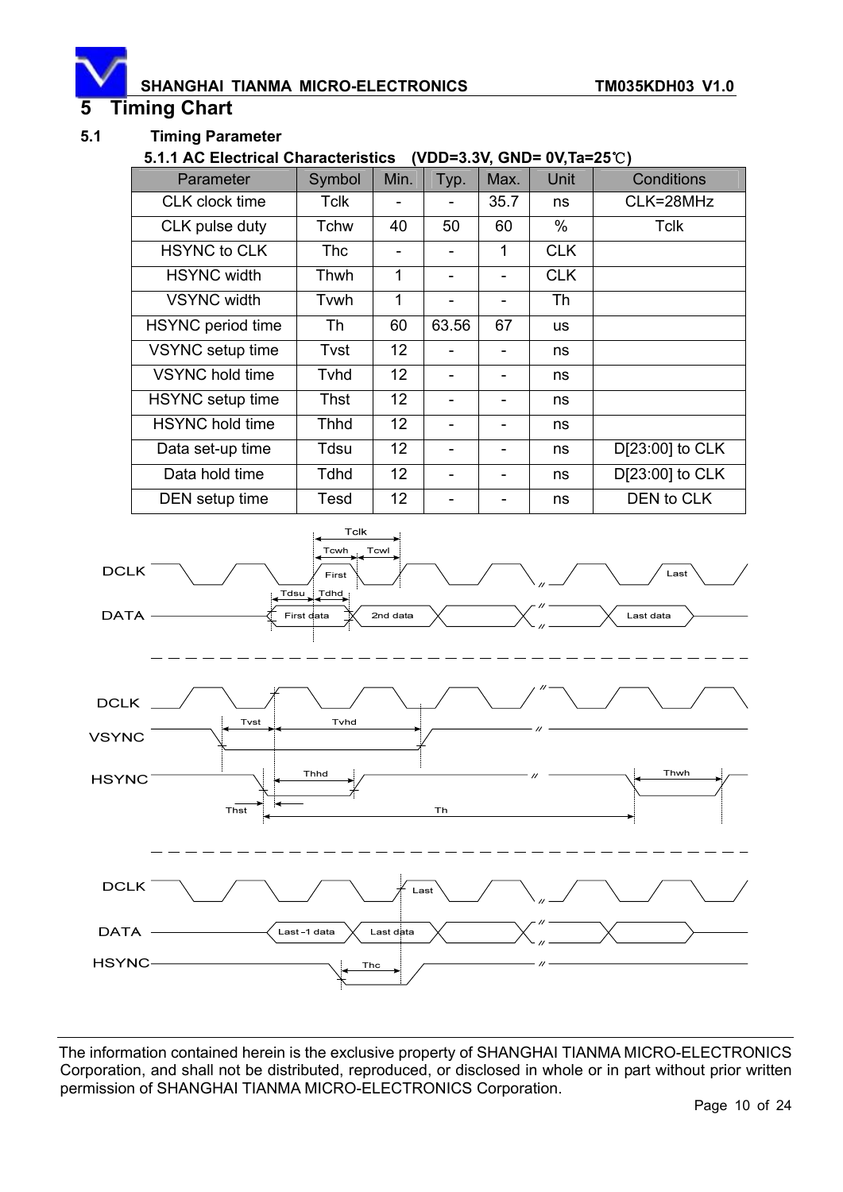# 5 Timing Chart

## 5.1 Timing Parameter

### 5.1.1 AC Electrical Characteristics (VDD=3.3V, GND= 0V,Ta=25℃)

| Parameter | Symbol | Min. | Typ. | Max. | Unit | Conditions |
|---|---|---|---|---|---|---|
| CLK clock time | Tclk | - | - | 35.7 | ns | CLK=28MHz |
| CLK pulse duty | Tchw | 40 | 50 | 60 | % | Tclk |
| HSYNC to CLK | Thc | - | - | 1 | CLK | |
| HSYNC width | Thwh | 1 | - | - | CLK | |
| VSYNC width | Tvwh | 1 | - | - | Th | |
| HSYNC period time | Th | 60 | 63.56 | 67 | us | |
| VSYNC setup time | Tvst | 12 | - | - | ns | |
| VSYNC hold time | Tvhd | 12 | - | - | ns | |
| HSYNC setup time | Thst | 12 | - | - | ns | |
| HSYNC hold time | Thhd | 12 | - | - | ns | |
| Data set-up time | Tdsu | 12 | - | - | ns | D[23:00] to CLK |
| Data hold time | Tdhd | 12 | - | - | ns | D[23:00] to CLK |
| DEN setup time | Tesd | 12 | - | - | ns | DEN to CLK |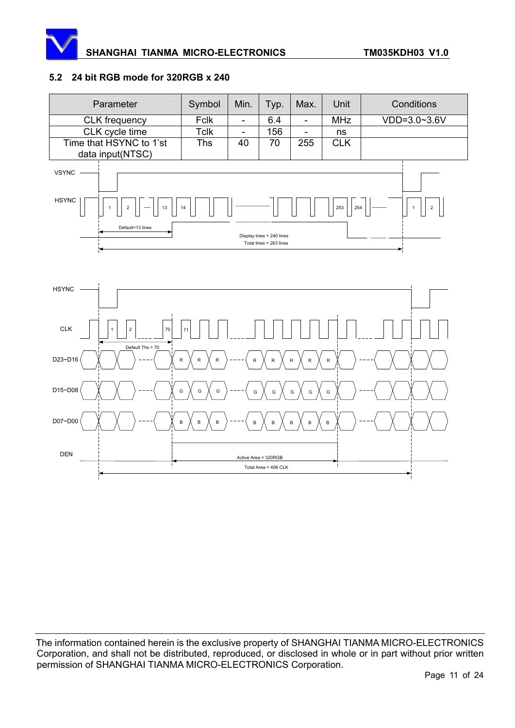### 5.2 24 bit RGB mode for 320RGB x 240

| Parameter | Symbol | Min. | Typ. | Max. | Unit | Conditions |
|---|---|---|---|---|---|---|
| CLK frequency | Fclk | - | 6.4 | - | MHz | VDD=3.0~3.6V |
| CLK cycle time | Tclk | - | 156 | - | ns | |
| Time that HSYNC to 1'st data input(NTSC) | Ths | 40 | 70 | 255 | CLK | |

VSYNC

HSYNC 1 2 ...... 13 14 ...... 253 254 ...... 1 2

Default=13 lines

Display lines = 240 lines

Total lines = 263 lines

HSYNC

CLK 1 2 70 71

Default Ths = 70

D23~D16 R R R R R R R R

D15~D08 G G G G G G G G

D07~D00 B B B B B B B B

DEN

Active Area = 320RGB

Total Area = 408 CLK

The information contained herein is the exclusive property of SHANGHAI TIANMA MICRO-ELECTRONICS Corporation, and shall not be distributed, reproduced, or disclosed in whole or in part without prior written permission of SHANGHAI TIANMA MICRO-ELECTRONICS Corporation.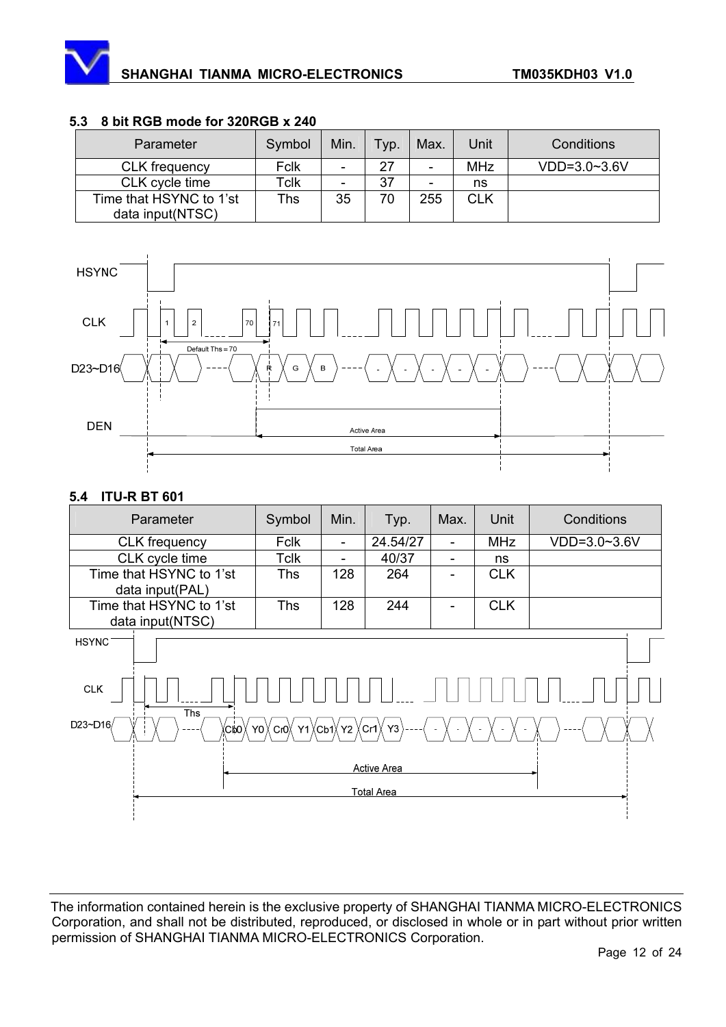### 5.3 8 bit RGB mode for 320RGB x 240

| Parameter | Symbol | Min. | Typ. | Max. | Unit | Conditions |
|---|---|---|---|---|---|---|
| CLK frequency | Fclk | - | 27 | - | MHz | VDD=3.0~3.6V |
| CLK cycle time | Tclk | - | 37 | - | ns | |
| Time that HSYNC to 1'st data input(NTSC) | Ths | 35 | 70 | 255 | CLK | |

HSYNC

CLK 1 2 70 71

Default Ths = 70

D23~D16 R G B - - - - -

DEN

Active Area

Total Area

### 5.4 ITU-R BT 601

| Parameter | Symbol | Min. | Typ. | Max. | Unit | Conditions |
|---|---|---|---|---|---|---|
| CLK frequency | Fclk | - | 24.54/27 | - | MHz | VDD=3.0~3.6V |
| CLK cycle time | Tclk | - | 40/37 | - | ns | |
| Time that HSYNC to 1'st data input(PAL) | Ths | 128 | 264 | - | CLK | |
| Time that HSYNC to 1'st data input(NTSC) | Ths | 128 | 244 | - | CLK | |

HSYNC

CLK

Ths

D23~D16 Cb0 Y0 Cr0 Y1 Cb1 Y2 Cr1 Y3 - - - - -

Active Area

Total Area

The information contained herein is the exclusive property of SHANGHAI TIANMA MICRO-ELECTRONICS Corporation, and shall not be distributed, reproduced, or disclosed in whole or in part without prior written permission of SHANGHAI TIANMA MICRO-ELECTRONICS Corporation.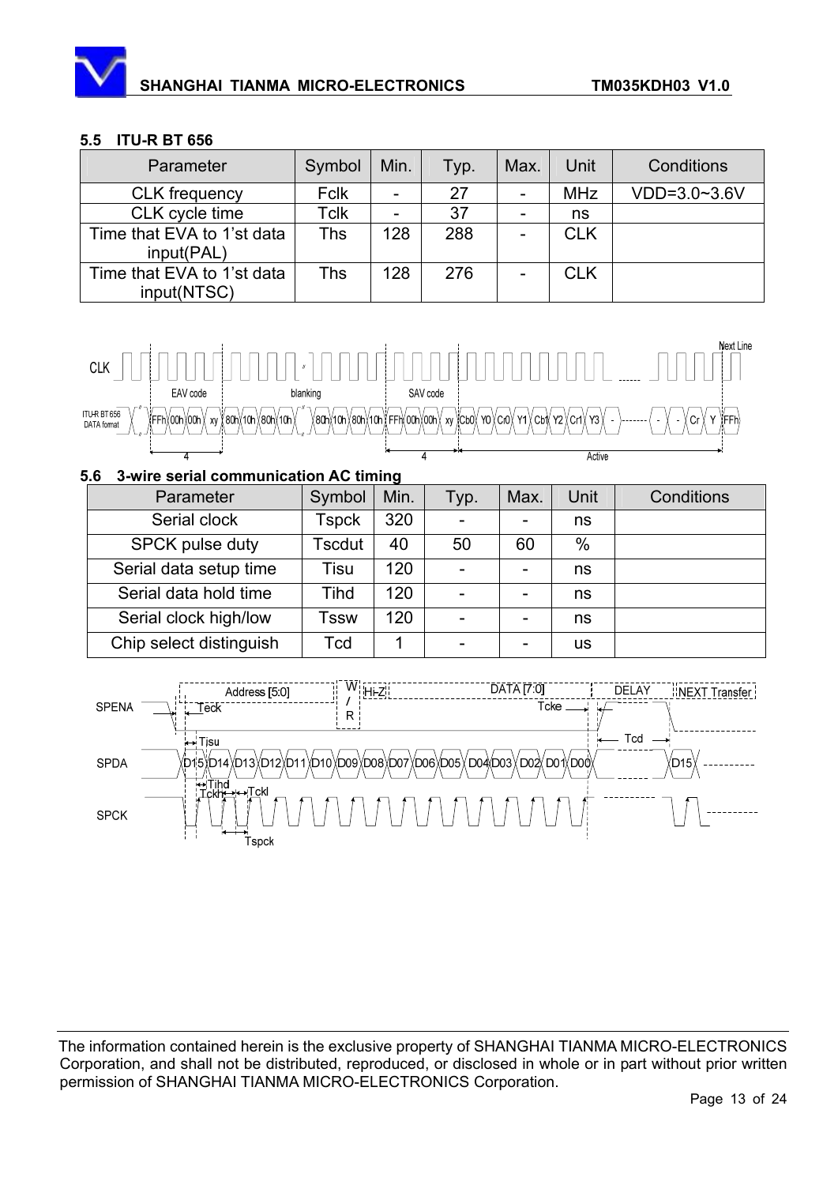### 5.5 ITU-R BT 656

| Parameter | Symbol | Min. | Typ. | Max. | Unit | Conditions |
|---|---|---|---|---|---|---|
| CLK frequency | Fclk | - | 27 | - | MHz | VDD=3.0~3.6V |
| CLK cycle time | Tclk | - | 37 | - | ns | |
| Time that EVA to 1'st data input(PAL) | Ths | 128 | 288 | - | CLK | |
| Time that EVA to 1'st data input(NTSC) | Ths | 128 | 276 | - | CLK | |

### 5.6 3-wire serial communication AC timing

| Parameter | Symbol | Min. | Typ. | Max. | Unit | Conditions |
|---|---|---|---|---|---|---|
| Serial clock | Tspck | 320 | - | - | ns | |
| SPCK pulse duty | Tscdut | 40 | 50 | 60 | % | |
| Serial data setup time | Tisu | 120 | - | - | ns | |
| Serial data hold time | Tihd | 120 | - | - | ns | |
| Serial clock high/low | Tssw | 120 | - | - | ns | |
| Chip select distinguish | Tcd | 1 | - | - | us | |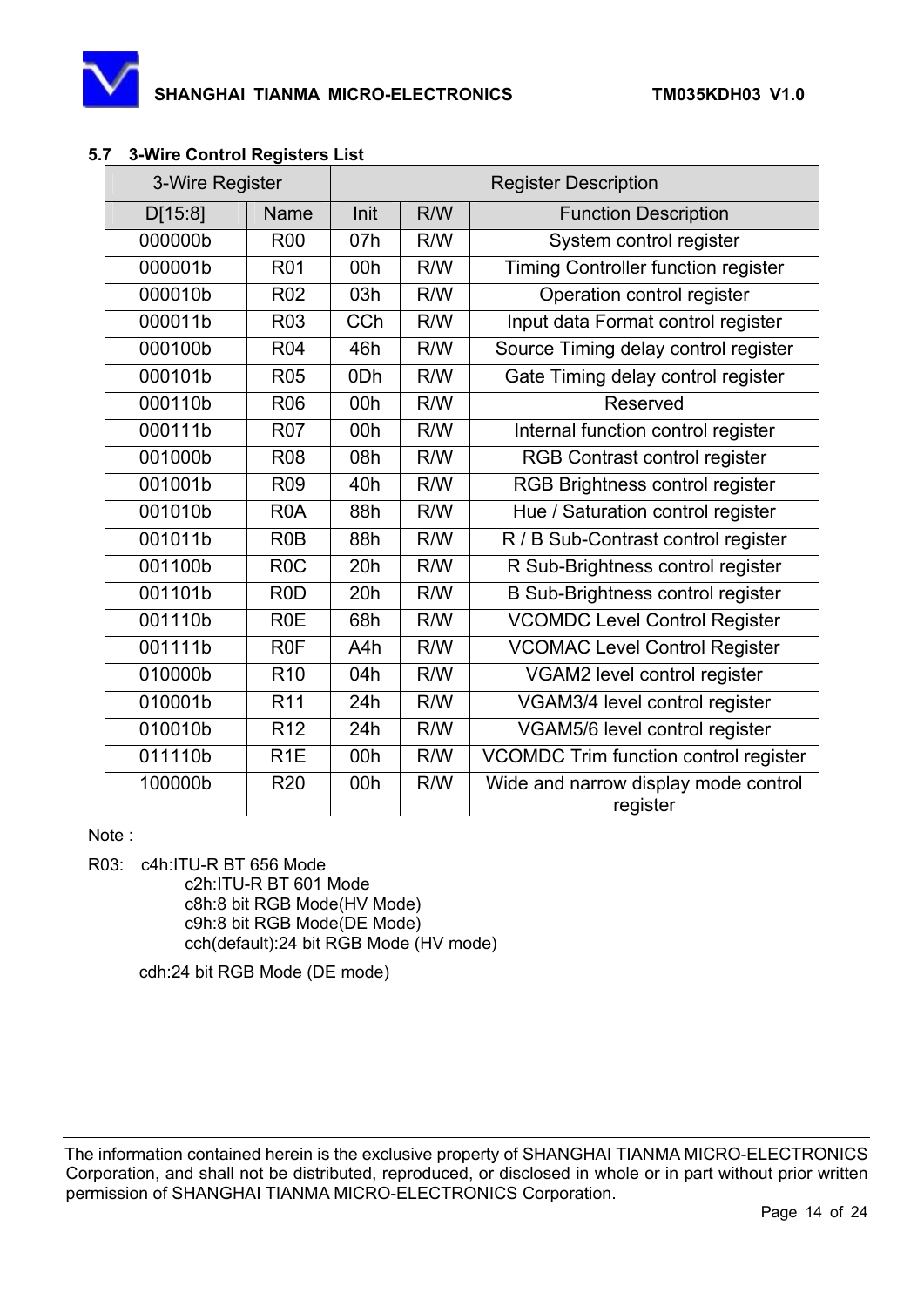### 5.7 3-Wire Control Registers List

| 3-Wire Register | | Register Description | | |
|---|---|---|---|---|
| D[15:8] | Name | Init | R/W | Function Description |
| 000000b | R00 | 07h | R/W | System control register |
| 000001b | R01 | 00h | R/W | Timing Controller function register |
| 000010b | R02 | 03h | R/W | Operation control register |
| 000011b | R03 | CCh | R/W | Input data Format control register |
| 000100b | R04 | 46h | R/W | Source Timing delay control register |
| 000101b | R05 | 0Dh | R/W | Gate Timing delay control register |
| 000110b | R06 | 00h | R/W | Reserved |
| 000111b | R07 | 00h | R/W | Internal function control register |
| 001000b | R08 | 08h | R/W | RGB Contrast control register |
| 001001b | R09 | 40h | R/W | RGB Brightness control register |
| 001010b | R0A | 88h | R/W | Hue / Saturation control register |
| 001011b | R0B | 88h | R/W | R / B Sub-Contrast control register |
| 001100b | R0C | 20h | R/W | R Sub-Brightness control register |
| 001101b | R0D | 20h | R/W | B Sub-Brightness control register |
| 001110b | R0E | 68h | R/W | VCOMDC Level Control Register |
| 001111b | R0F | A4h | R/W | VCOMAC Level Control Register |
| 010000b | R10 | 04h | R/W | VGAM2 level control register |
| 010001b | R11 | 24h | R/W | VGAM3/4 level control register |
| 010010b | R12 | 24h | R/W | VGAM5/6 level control register |
| 011110b | R1E | 00h | R/W | VCOMDC Trim function control register |
| 100000b | R20 | 00h | R/W | Wide and narrow display mode control register |

Note :

R03: c4h:ITU-R BT 656 Mode
c2h:ITU-R BT 601 Mode
c8h:8 bit RGB Mode(HV Mode)
c9h:8 bit RGB Mode(DE Mode)
cch(default):24 bit RGB Mode (HV mode)
cdh:24 bit RGB Mode (DE mode)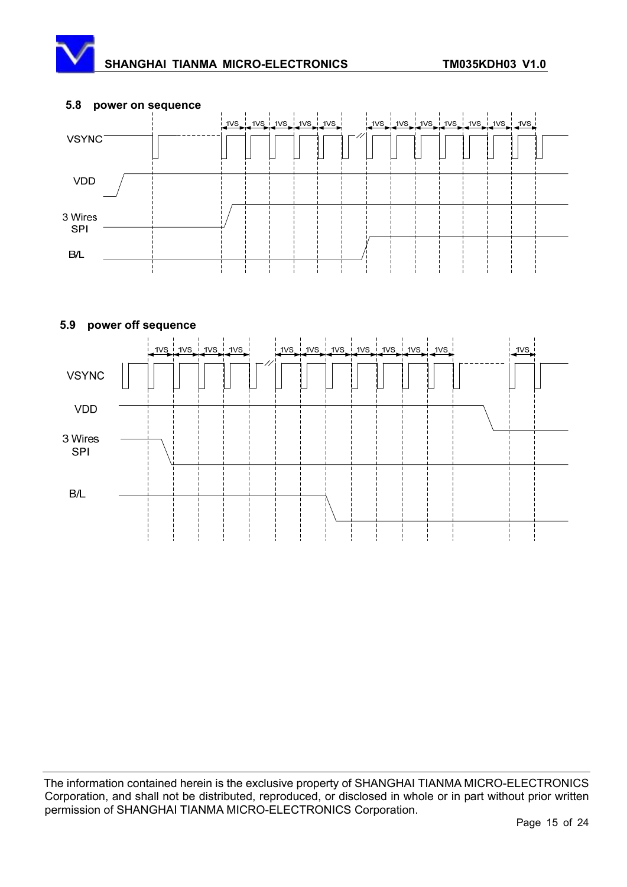### 5.8 power on sequence

1VS 1VS 1VS 1VS 1VS 1VS 1VS 1VS 1VS 1VS 1VS 1VS

VSYNC

VDD

3 Wires SPI

B/L

### 5.9 power off sequence

1VS 1VS 1VS 1VS 1VS 1VS 1VS 1VS 1VS 1VS 1VS 1VS

VSYNC

VDD

3 Wires SPI

B/L

The information contained herein is the exclusive property of SHANGHAI TIANMA MICRO-ELECTRONICS Corporation, and shall not be distributed, reproduced, or disclosed in whole or in part without prior written permission of SHANGHAI TIANMA MICRO-ELECTRONICS Corporation.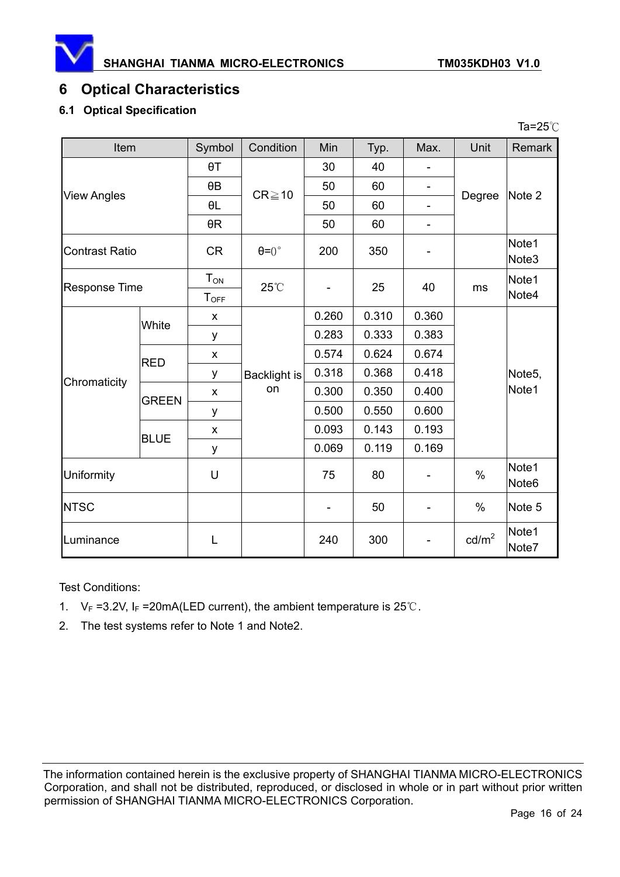# 6 Optical Characteristics

## 6.1 Optical Specification

Ta=25℃

| Item | | Symbol | Condition | Min | Typ. | Max. | Unit | Remark |
|---|---|---|---|---|---|---|---|---|
| View Angles | | θT | CR≧10 | 30 | 40 | - | Degree | Note 2 |
| | | θB | | 50 | 60 | - | | |
| | | θL | | 50 | 60 | - | | |
| | | θR | | 50 | 60 | - | | |
| Contrast Ratio | | CR | θ=0° | 200 | 350 | - | | Note1 Note3 |
| Response Time | | $T_{ON}$ | 25℃ | - | 25 | 40 | ms | Note1 Note4 |
| | | $T_{OFF}$ | | | | | | |
| Chromaticity | White | x | Backlight is on | 0.260 | 0.310 | 0.360 | | Note5, Note1 |
| | | y | | 0.283 | 0.333 | 0.383 | | |
| | RED | x | | 0.574 | 0.624 | 0.674 | | |
| | | y | | 0.318 | 0.368 | 0.418 | | |
| | GREEN | x | | 0.300 | 0.350 | 0.400 | | |
| | | y | | 0.500 | 0.550 | 0.600 | | |
| | BLUE | x | | 0.093 | 0.143 | 0.193 | | |
| | | y | | 0.069 | 0.119 | 0.169 | | |
| Uniformity | | U | | 75 | 80 | - | % | Note1 Note6 |
| NTSC | | | | - | 50 | - | % | Note 5 |
| Luminance | | L | | 240 | 300 | - | $cd/m^2$ | Note1 Note7 |

Test Conditions:

1. $V_F$ =3.2V, $I_F$ =20mA(LED current), the ambient temperature is 25℃.
2. The test systems refer to Note 1 and Note2.

The information contained herein is the exclusive property of SHANGHAI TIANMA MICRO-ELECTRONICS Corporation, and shall not be distributed, reproduced, or disclosed in whole or in part without prior written permission of SHANGHAI TIANMA MICRO-ELECTRONICS Corporation.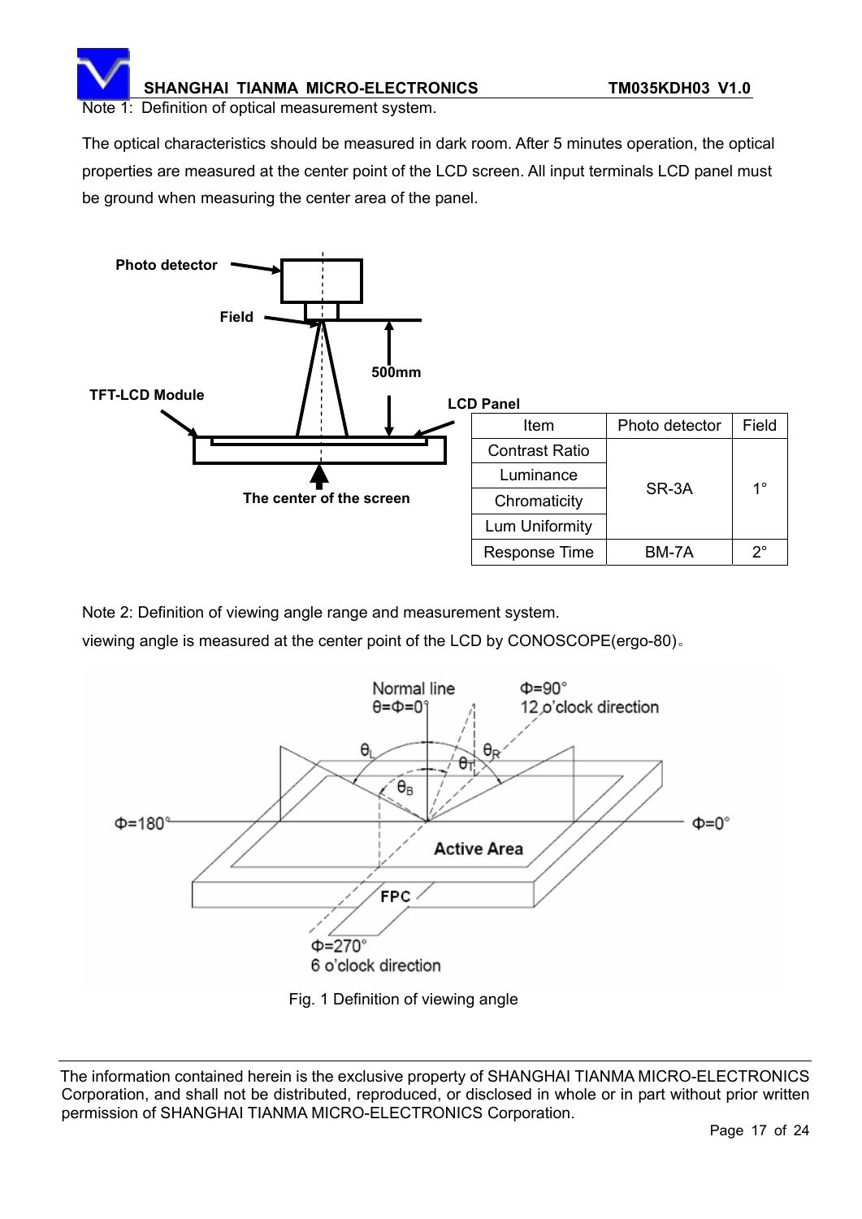Note 1: Definition of optical measurement system.

The optical characteristics should be measured in dark room. After 5 minutes operation, the optical properties are measured at the center point of the LCD screen. All input terminals LCD panel must be ground when measuring the center area of the panel.

| Item | Photo detector | Field |
|---|---|---|
| Contrast Ratio | SR-3A | 1° |
| Luminance | | |
| Chromaticity | | |
| Lum Uniformity | | |
| Response Time | BM-7A | 2° |

Note 2: Definition of viewing angle range and measurement system.

viewing angle is measured at the center point of the LCD by CONOSCOPE(ergo-80)。

Fig. 1 Definition of viewing angle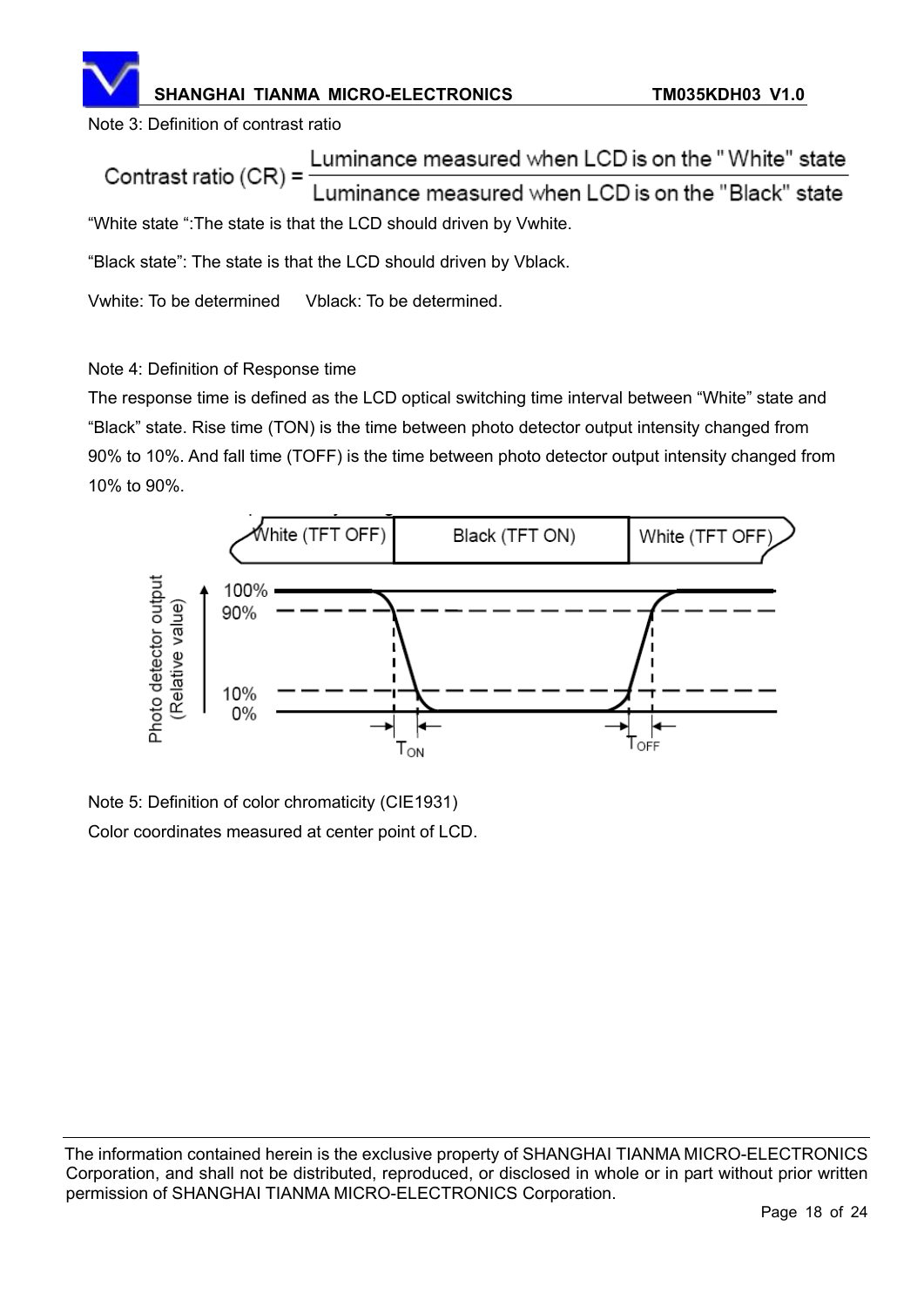Note 3: Definition of contrast ratio

$$\text{Contrast ratio (CR)} = \frac{\text{Luminance measured when LCD is on the "White" state}}{\text{Luminance measured when LCD is on the "Black" state}}$$

“White state “:The state is that the LCD should driven by Vwhite.

“Black state”: The state is that the LCD should driven by Vblack.

Vwhite: To be determined      Vblack: To be determined.

Note 4: Definition of Response time

The response time is defined as the LCD optical switching time interval between “White” state and “Black” state. Rise time (TON) is the time between photo detector output intensity changed from 90% to 10%. And fall time (TOFF) is the time between photo detector output intensity changed from 10% to 90%.

Note 5: Definition of color chromaticity (CIE1931)

Color coordinates measured at center point of LCD.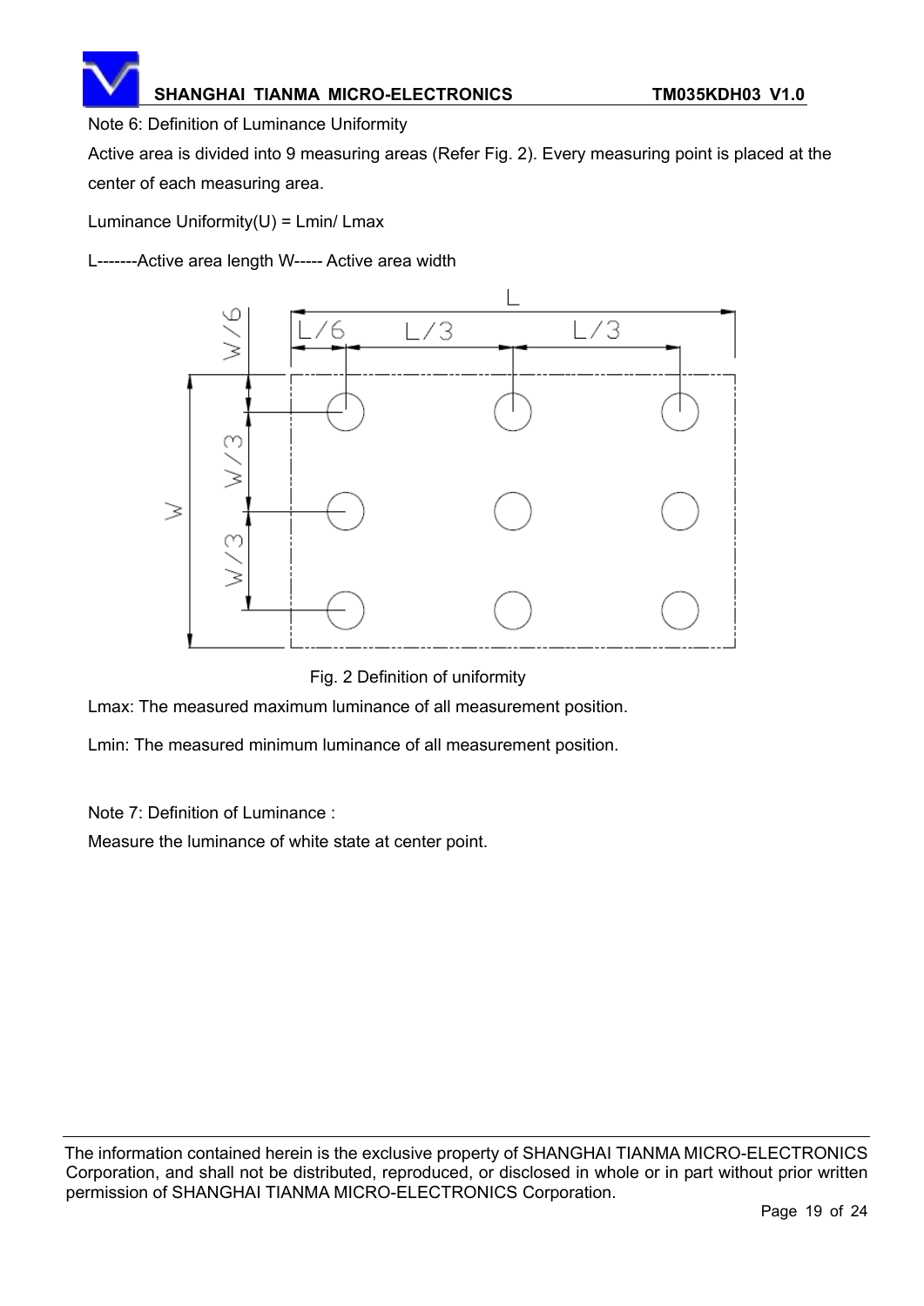Note 6: Definition of Luminance Uniformity

Active area is divided into 9 measuring areas (Refer Fig. 2). Every measuring point is placed at the center of each measuring area.

Luminance Uniformity(U) = Lmin/ Lmax

L-------Active area length W----- Active area width

Fig. 2 Definition of uniformity

Lmax: The measured maximum luminance of all measurement position.

Lmin: The measured minimum luminance of all measurement position.

Note 7: Definition of Luminance :

Measure the luminance of white state at center point.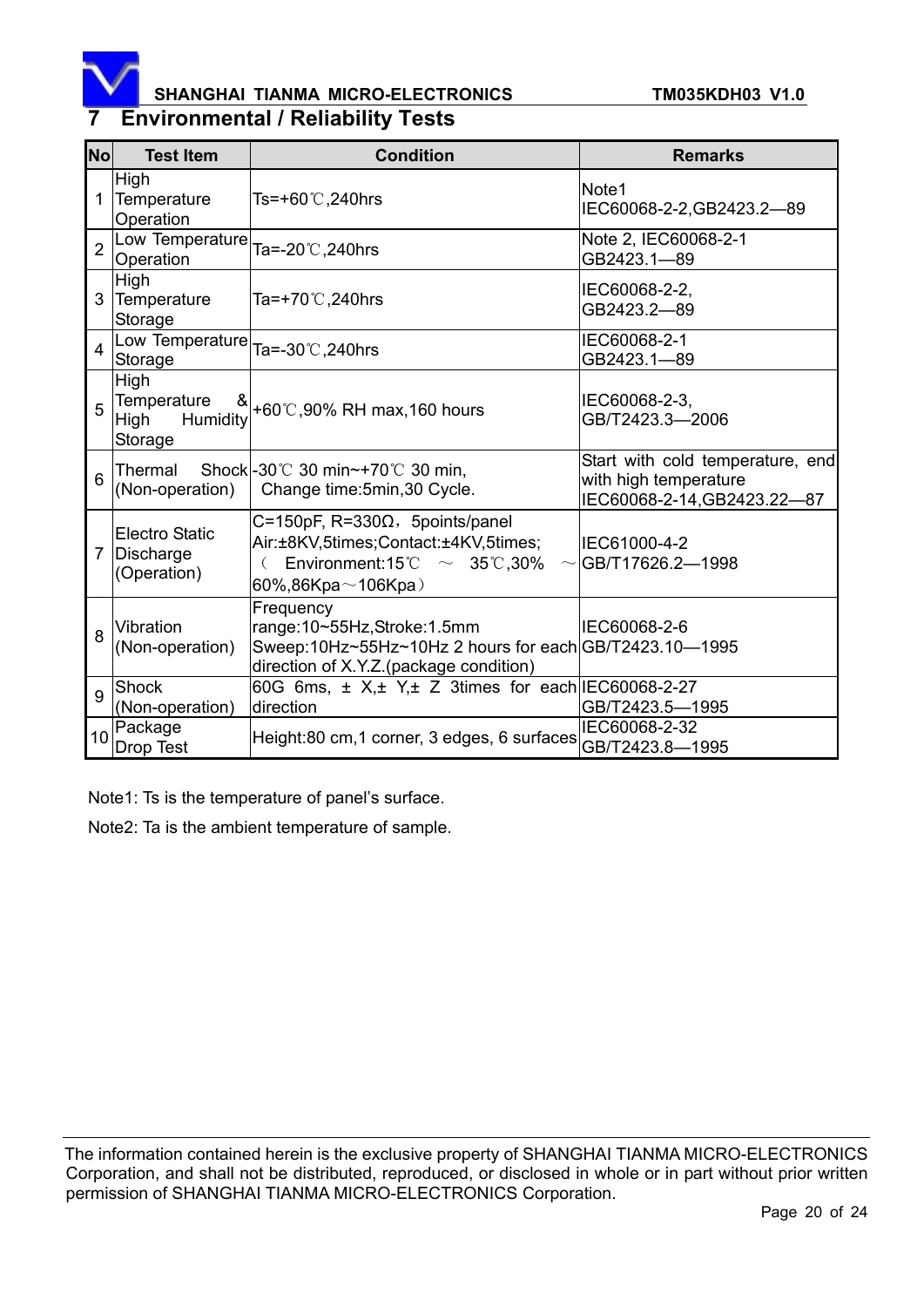# 7 Environmental / Reliability Tests

| No | Test Item | Condition | Remarks |
|---|---|---|---|
| 1 | High Temperature Operation | Ts=+60℃,240hrs | Note1 IEC60068-2-2,GB2423.2—89 |
| 2 | Low Temperature Operation | Ta=-20℃,240hrs | Note 2, IEC60068-2-1 GB2423.1—89 |
| 3 | High Temperature Storage | Ta=+70℃,240hrs | IEC60068-2-2, GB2423.2—89 |
| 4 | Low Temperature Storage | Ta=-30℃,240hrs | IEC60068-2-1 GB2423.1—89 |
| 5 | High Temperature & High Humidity Storage | +60℃,90% RH max,160 hours | IEC60068-2-3, GB/T2423.3—2006 |
| 6 | Thermal Shock (Non-operation) | -30℃ 30 min~+70℃ 30 min, Change time:5min,30 Cycle. | Start with cold temperature, end with high temperature IEC60068-2-14,GB2423.22—87 |
| 7 | Electro Static Discharge (Operation) | C=150pF, R=330Ω，5points/panel Air:±8KV,5times;Contact:±4KV,5times; （ Environment:15℃ ～ 35℃,30% ～ 60%,86Kpa～106Kpa） | IEC61000-4-2 GB/T17626.2—1998 |
| 8 | Vibration (Non-operation) | Frequency range:10~55Hz,Stroke:1.5mm Sweep:10Hz~55Hz~10Hz 2 hours for each direction of X.Y.Z.(package condition) | IEC60068-2-6 GB/T2423.10—1995 |
| 9 | Shock (Non-operation) | 60G 6ms, ± X,± Y,± Z 3times for each direction | IEC60068-2-27 GB/T2423.5—1995 |
| 10 | Package Drop Test | Height:80 cm,1 corner, 3 edges, 6 surfaces | IEC60068-2-32 GB/T2423.8—1995 |

Note1: Ts is the temperature of panel's surface.

Note2: Ta is the ambient temperature of sample.

The information contained herein is the exclusive property of SHANGHAI TIANMA MICRO-ELECTRONICS Corporation, and shall not be distributed, reproduced, or disclosed in whole or in part without prior written permission of SHANGHAI TIANMA MICRO-ELECTRONICS Corporation.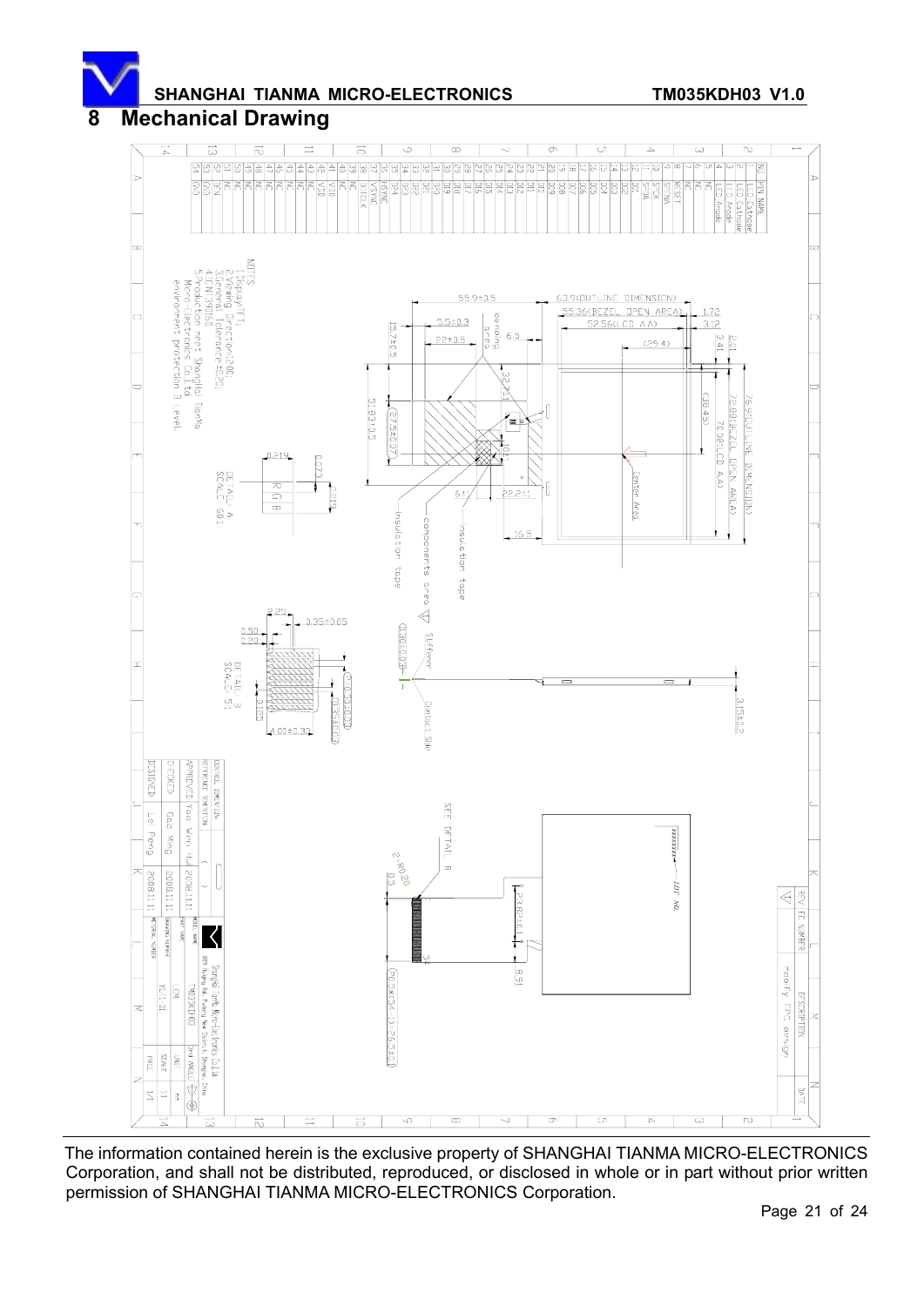## 8 Mechanical Drawing

| NO. | PIN NAME |
|---|---|
| 1 | LED Cathode |
| 2 | LED Cathode |
| 3 | LED Anode |
| 4 | LED Anode |
| 5 | NC |
| 6 | NC |
| 7 | NC |
| 8 | RESET |
| 9 | SPENA |
| 10 | SPCK |
| 11 | SPDA |
| 12 | D01 |
| 13 | D02 |
| 14 | D03 |
| 15 | D04 |
| 16 | D05 |
| 17 | D06 |
| 18 | D07 |
| 19 | D08 |
| 20 | D09 |
| 21 | D10 |
| 22 | D11 |
| 23 | D12 |
| 24 | D13 |
| 25 | D14 |
| 26 | D15 |
| 27 | D16 |
| 28 | D17 |
| 29 | D18 |
| 30 | D19 |
| 31 | D20 |
| 32 | D21 |
| 33 | D22 |
| 34 | D23 |
| 35 | D24 |
| 36 | HSYNC |
| 37 | VSYNC |
| 38 | DOTCLK |
| 39 | NC |
| 40 | VDD |
| 41 | VDD |
| 42 | VDD |
| 43 | NC |
| 44 | NC |
| 45 | NC |
| 46 | NC |
| 47 | NC |
| 48 | NC |
| 49 | NC |
| 50 | NC |
| 51 | NC |
| 52 | DEN |
| 53 | GND |
| 54 | GND |

NOTES:
1. Display: TFT
2. Viewing Direction: 12:00
3. General Tolerance: ±0.20
4. ICNT: 9158
5. Production meet ShangHai TianMa Micro-Electronics Co., Ltd. Environment protection B Level.

Dimensions: 63.9 (OUTLINE DIMENSION); 55.36 (BEZEL OPEN AREA); 52.56 (LCD AA); 76.9 (OUTLINE DIMENSION); 72.88 (BEZEL OPEN AREA); 70.08 (LCD AA)

DETAIL A SCALE 60:1; DETAIL B SCALE 5:1

| REV | FC NUMBER | DESCRIPTION | DATE |
|---|---|---|---|
| | | modify FPC design | |

| | | |
|---|---|---|
| DESIGNED | Lei Peng | 2008.11.11 |
| CHECKED | Gao Ming | 2008.11.11 |
| APPROVED | Yao Wen Hu | 2008.11.11 |

Shanghai Tianma Micro-Electronics Co., Ltd.

MODEL NAME: TM035KDH03; PART NAME: LCM; DRAWING NUMBER: YCTL-01; UNIT: mm; SCALE: 1:1; PAGE: 1/1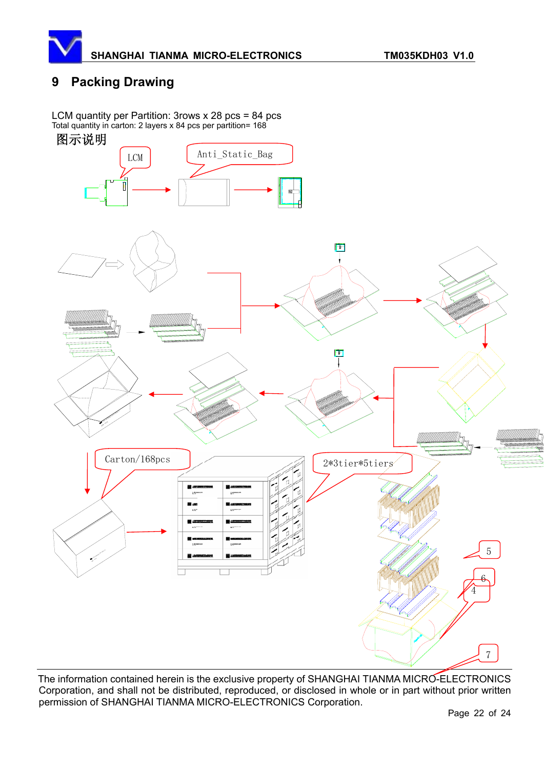# 9 Packing Drawing

LCM quantity per Partition: 3rows x 28 pcs = 84 pcs

Total quantity in carton: 2 layers x 84 pcs per partition= 168

图示说明

LCM

Anti_Static_Bag

Carton/168pcs

2*3tier*5tiers

5

6

4

7

The information contained herein is the exclusive property of SHANGHAI TIANMA MICRO-ELECTRONICS Corporation, and shall not be distributed, reproduced, or disclosed in whole or in part without prior written permission of SHANGHAI TIANMA MICRO-ELECTRONICS Corporation.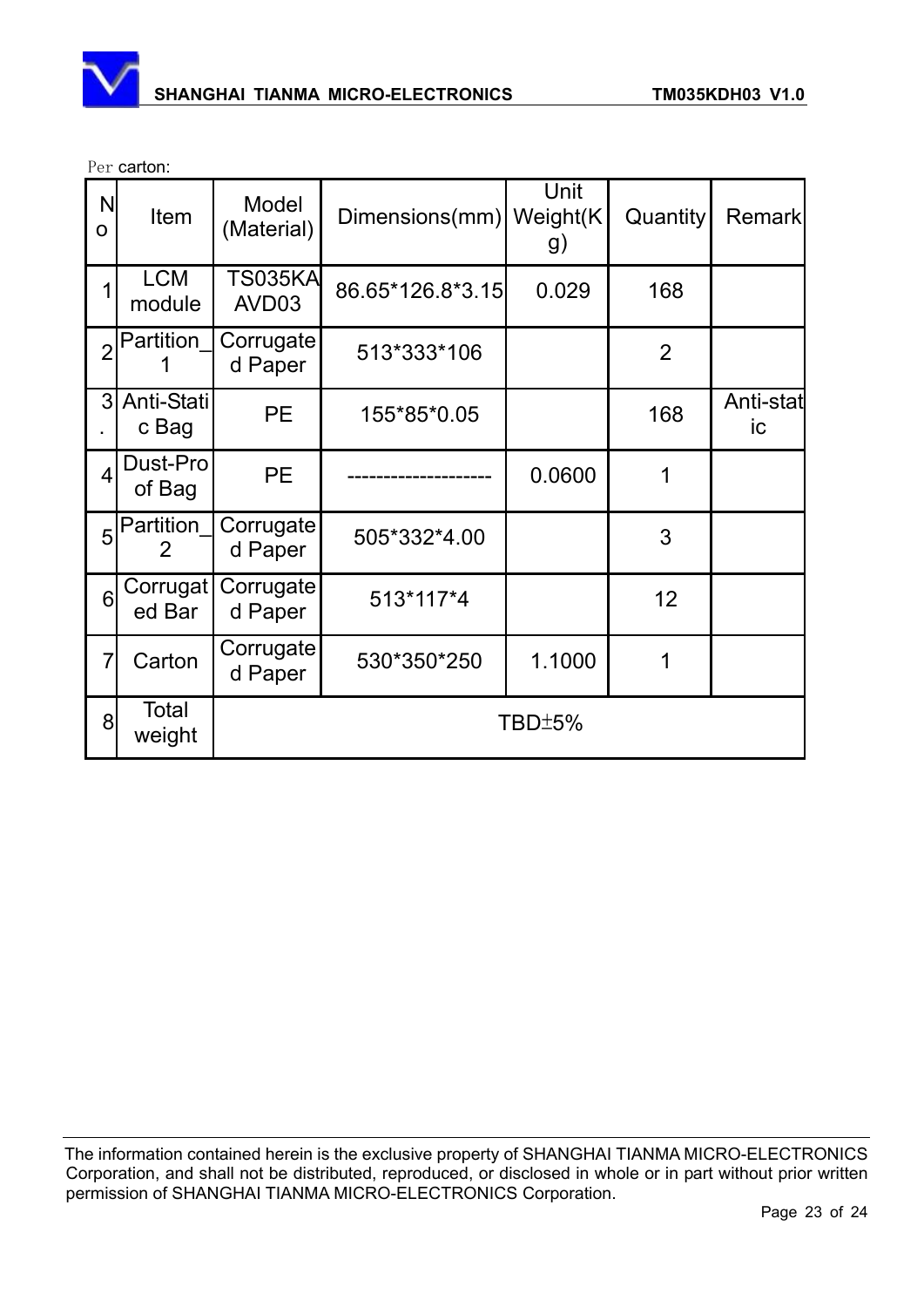Per carton:

| No | Item | Model (Material) | Dimensions(mm) | Unit Weight(Kg) | Quantity | Remark |
|---|---|---|---|---|---|---|
| 1 | LCM module | TS035KAAVD03 | 86.65*126.8*3.15 | 0.029 | 168 | |
| 2 | Partition_1 | Corrugated Paper | 513*333*106 | | 2 | |
| 3. | Anti-Static Bag | PE | 155*85*0.05 | | 168 | Anti-static |
| 4 | Dust-Proof Bag | PE | -------------------- | 0.0600 | 1 | |
| 5 | Partition_2 | Corrugated Paper | 505*332*4.00 | | 3 | |
| 6 | Corrugated Bar | Corrugated Paper | 513*117*4 | | 12 | |
| 7 | Carton | Corrugated Paper | 530*350*250 | 1.1000 | 1 | |
| 8 | Total weight | TBD±5% | | | | |

The information contained herein is the exclusive property of SHANGHAI TIANMA MICRO-ELECTRONICS Corporation, and shall not be distributed, reproduced, or disclosed in whole or in part without prior written permission of SHANGHAI TIANMA MICRO-ELECTRONICS Corporation.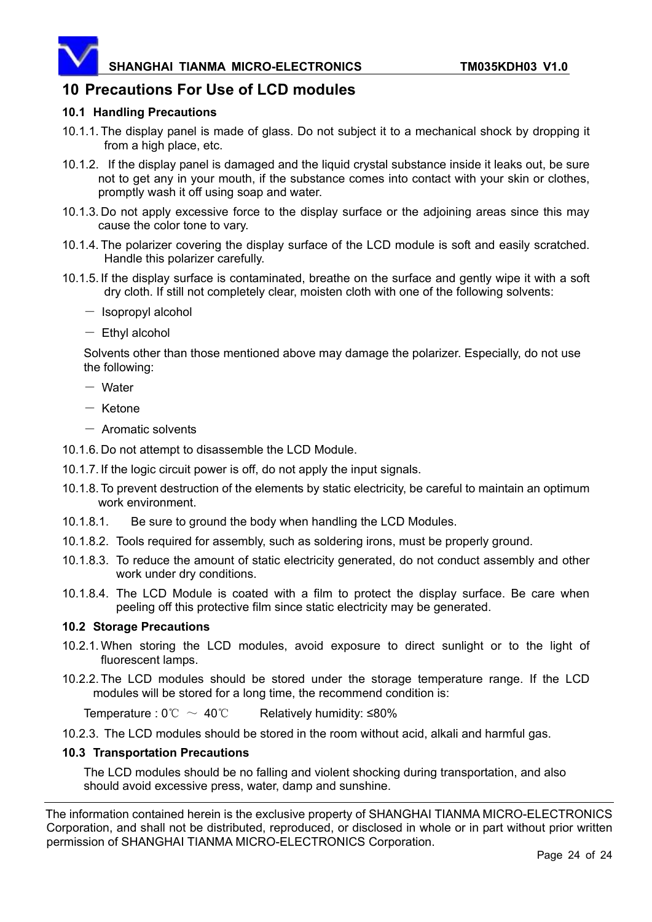# 10 Precautions For Use of LCD modules

## 10.1 Handling Precautions

10.1.1. The display panel is made of glass. Do not subject it to a mechanical shock by dropping it from a high place, etc.

10.1.2. If the display panel is damaged and the liquid crystal substance inside it leaks out, be sure not to get any in your mouth, if the substance comes into contact with your skin or clothes, promptly wash it off using soap and water.

10.1.3. Do not apply excessive force to the display surface or the adjoining areas since this may cause the color tone to vary.

10.1.4. The polarizer covering the display surface of the LCD module is soft and easily scratched. Handle this polarizer carefully.

10.1.5. If the display surface is contaminated, breathe on the surface and gently wipe it with a soft dry cloth. If still not completely clear, moisten cloth with one of the following solvents:

- Isopropyl alcohol
- Ethyl alcohol

Solvents other than those mentioned above may damage the polarizer. Especially, do not use the following:

- Water
- Ketone
- Aromatic solvents

10.1.6. Do not attempt to disassemble the LCD Module.

10.1.7. If the logic circuit power is off, do not apply the input signals.

10.1.8. To prevent destruction of the elements by static electricity, be careful to maintain an optimum work environment.

10.1.8.1. Be sure to ground the body when handling the LCD Modules.

10.1.8.2. Tools required for assembly, such as soldering irons, must be properly ground.

10.1.8.3. To reduce the amount of static electricity generated, do not conduct assembly and other work under dry conditions.

10.1.8.4. The LCD Module is coated with a film to protect the display surface. Be care when peeling off this protective film since static electricity may be generated.

## 10.2 Storage Precautions

10.2.1. When storing the LCD modules, avoid exposure to direct sunlight or to the light of fluorescent lamps.

10.2.2. The LCD modules should be stored under the storage temperature range. If the LCD modules will be stored for a long time, the recommend condition is:

Temperature : 0℃ ～ 40℃ Relatively humidity: ≤80%

10.2.3. The LCD modules should be stored in the room without acid, alkali and harmful gas.

## 10.3 Transportation Precautions

The LCD modules should be no falling and violent shocking during transportation, and also should avoid excessive press, water, damp and sunshine.

The information contained herein is the exclusive property of SHANGHAI TIANMA MICRO-ELECTRONICS Corporation, and shall not be distributed, reproduced, or disclosed in whole or in part without prior written permission of SHANGHAI TIANMA MICRO-ELECTRONICS Corporation.